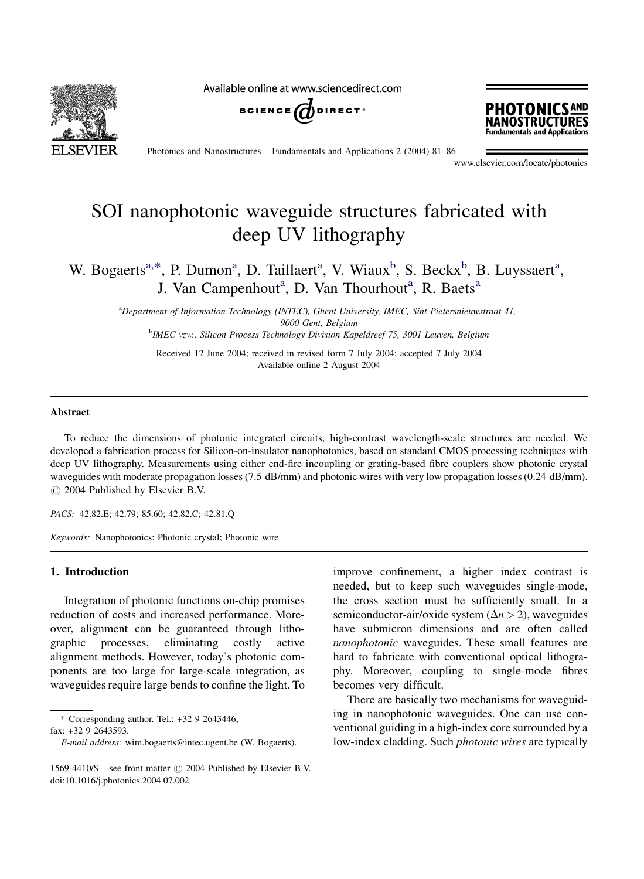# SOI nanophotonic waveguide structures fabricated with deep UV lithography

W. Bogaerts[a,*], P. Dumon[a], D. Taillaert[a], V. Wiaux[b], S. Beckx[b], B. Luyssaert[a], J. Van Campenhout[a], D. Van Thourhout[a], R. Baets[a]

[a] *Department of Information Technology (INTEC), Ghent University, IMEC, Sint-Pietersnieuwstraat 41, 9000 Gent, Belgium*

[b] *IMEC vzw., Silicon Process Technology Division Kapeldreef 75, 3001 Leuven, Belgium*

Received 12 June 2004; received in revised form 7 July 2004; accepted 7 July 2004

Available online 2 August 2004

## Abstract

To reduce the dimensions of photonic integrated circuits, high-contrast wavelength-scale structures are needed. We developed a fabrication process for Silicon-on-insulator nanophotonics, based on standard CMOS processing techniques with deep UV lithography. Measurements using either end-fire incoupling or grating-based fibre couplers show photonic crystal waveguides with moderate propagation losses (7.5 dB/mm) and photonic wires with very low propagation losses (0.24 dB/mm).

© 2004 Published by Elsevier B.V.

*PACS:* 42.82.E; 42.79; 85.60; 42.82.C; 42.81.Q

*Keywords:* Nanophotonics; Photonic crystal; Photonic wire

## 1. Introduction

Integration of photonic functions on-chip promises reduction of costs and increased performance. Moreover, alignment can be guaranteed through lithographic processes, eliminating costly active alignment methods. However, today's photonic components are too large for large-scale integration, as waveguides require large bends to confine the light. To improve confinement, a higher index contrast is needed, but to keep such waveguides single-mode, the cross section must be sufficiently small. In a semiconductor-air/oxide system ($\Delta n > 2$), waveguides have submicron dimensions and are often called *nanophotonic* waveguides. These small features are hard to fabricate with conventional optical lithography. Moreover, coupling to single-mode fibres becomes very difficult.

There are basically two mechanisms for waveguiding in nanophotonic waveguides. One can use conventional guiding in a high-index core surrounded by a low-index cladding. Such *photonic wires* are typically

\* Corresponding author. Tel.: +32 9 2643446; fax: +32 9 2643593.

*E-mail address:* wim.bogaerts@intec.ugent.be (W. Bogaerts).

1569-4410/$ – see front matter © 2004 Published by Elsevier B.V.
doi:10.1016/j.photonics.2004.07.002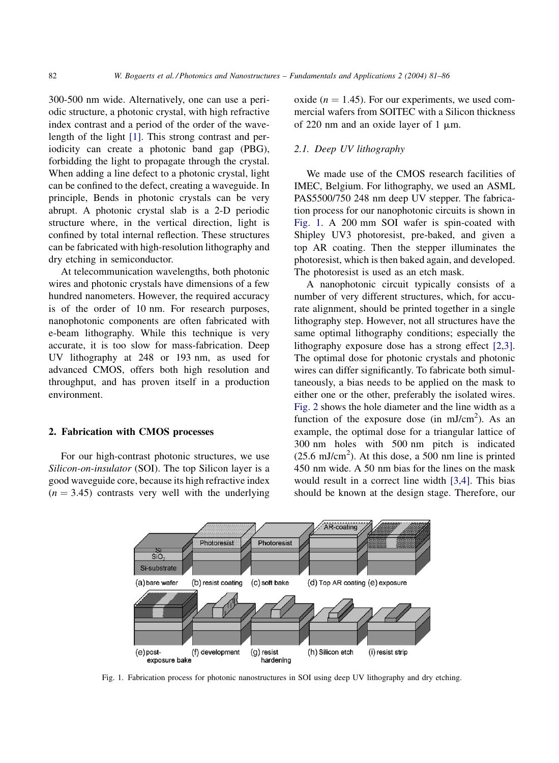300-500 nm wide. Alternatively, one can use a periodic structure, a photonic crystal, with high refractive index contrast and a period of the order of the wavelength of the light [1]. This strong contrast and periodicity can create a photonic band gap (PBG), forbidding the light to propagate through the crystal. When adding a line defect to a photonic crystal, light can be confined to the defect, creating a waveguide. In principle, Bends in photonic crystals can be very abrupt. A photonic crystal slab is a 2-D periodic structure where, in the vertical direction, light is confined by total internal reflection. These structures can be fabricated with high-resolution lithography and dry etching in semiconductor.

At telecommunication wavelengths, both photonic wires and photonic crystals have dimensions of a few hundred nanometers. However, the required accuracy is of the order of 10 nm. For research purposes, nanophotonic components are often fabricated with e-beam lithography. While this technique is very accurate, it is too slow for mass-fabrication. Deep UV lithography at 248 or 193 nm, as used for advanced CMOS, offers both high resolution and throughput, and has proven itself in a production environment.

## 2. Fabrication with CMOS processes

For our high-contrast photonic structures, we use *Silicon-on-insulator* (SOI). The top Silicon layer is a good waveguide core, because its high refractive index ($n = 3.45$) contrasts very well with the underlying oxide ($n = 1.45$). For our experiments, we used commercial wafers from SOITEC with a Silicon thickness of 220 nm and an oxide layer of 1 $\mu$m.

### 2.1. Deep UV lithography

We made use of the CMOS research facilities of IMEC, Belgium. For lithography, we used an ASML PAS5500/750 248 nm deep UV stepper. The fabrication process for our nanophotonic circuits is shown in Fig. 1. A 200 mm SOI wafer is spin-coated with Shipley UV3 photoresist, pre-baked, and given a top AR coating. Then the stepper illuminates the photoresist, which is then baked again, and developed. The photoresist is used as an etch mask.

A nanophotonic circuit typically consists of a number of very different structures, which, for accurate alignment, should be printed together in a single lithography step. However, not all structures have the same optimal lithography conditions; especially the lithography exposure dose has a strong effect [2,3]. The optimal dose for photonic crystals and photonic wires can differ significantly. To fabricate both simultaneously, a bias needs to be applied on the mask to either one or the other, preferably the isolated wires. Fig. 2 shows the hole diameter and the line width as a function of the exposure dose (in mJ/cm$^2$). As an example, the optimal dose for a triangular lattice of 300 nm holes with 500 nm pitch is indicated (25.6 mJ/cm$^2$). At this dose, a 500 nm line is printed 450 nm wide. A 50 nm bias for the lines on the mask would result in a correct line width [3,4]. This bias should be known at the design stage. Therefore, our

Fig. 1. Fabrication process for photonic nanostructures in SOI using deep UV lithography and dry etching.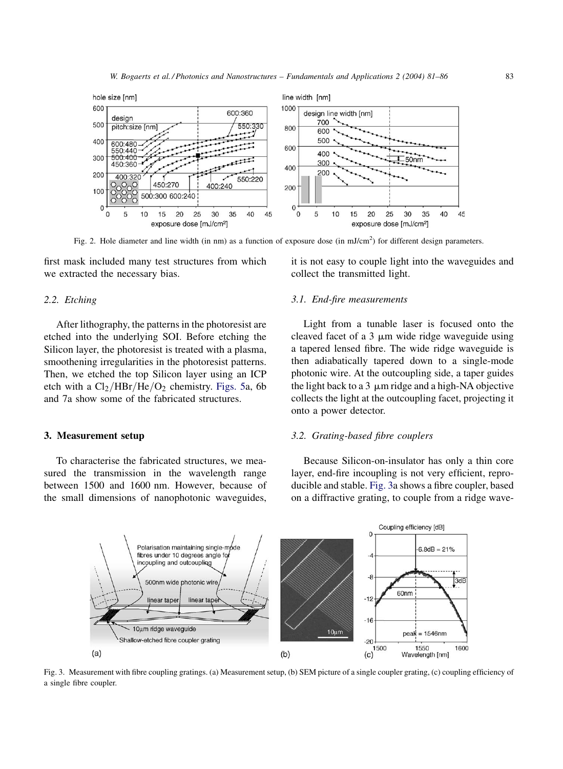Fig. 2. Hole diameter and line width (in nm) as a function of exposure dose (in mJ/cm$^2$) for different design parameters.

first mask included many test structures from which we extracted the necessary bias.

### 2.2. Etching

After lithography, the patterns in the photoresist are etched into the underlying SOI. Before etching the Silicon layer, the photoresist is treated with a plasma, smoothening irregularities in the photoresist patterns. Then, we etched the top Silicon layer using an ICP etch with a $Cl_2/HBr/He/O_2$ chemistry. Figs. 5a, 6b and 7a show some of the fabricated structures.

## 3. Measurement setup

To characterise the fabricated structures, we measured the transmission in the wavelength range between 1500 and 1600 nm. However, because of the small dimensions of nanophotonic waveguides, it is not easy to couple light into the waveguides and collect the transmitted light.

### 3.1. End-fire measurements

Light from a tunable laser is focused onto the cleaved facet of a 3 μm wide ridge waveguide using a tapered lensed fibre. The wide ridge waveguide is then adiabatically tapered down to a single-mode photonic wire. At the outcoupling side, a taper guides the light back to a 3 μm ridge and a high-NA objective collects the light at the outcoupling facet, projecting it onto a power detector.

### 3.2. Grating-based fibre couplers

Because Silicon-on-insulator has only a thin core layer, end-fire incoupling is not very efficient, reproducible and stable. Fig. 3a shows a fibre coupler, based on a diffractive grating, to couple from a ridge wave-

Fig. 3. Measurement with fibre coupling gratings. (a) Measurement setup, (b) SEM picture of a single coupler grating, (c) coupling efficiency of a single fibre coupler.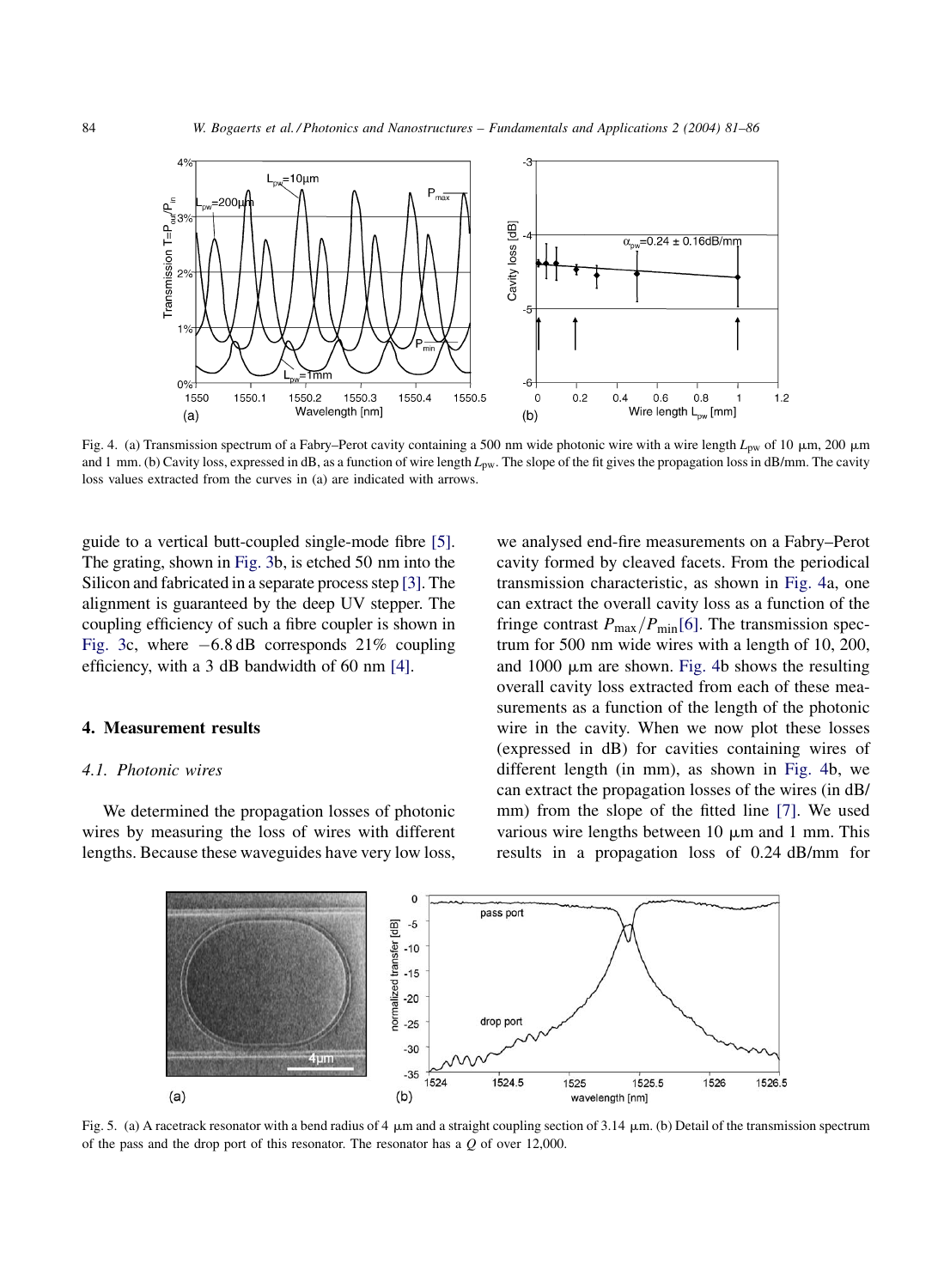Fig. 4. (a) Transmission spectrum of a Fabry–Perot cavity containing a 500 nm wide photonic wire with a wire length $L_{pw}$ of 10 μm, 200 μm and 1 mm. (b) Cavity loss, expressed in dB, as a function of wire length $L_{pw}$. The slope of the fit gives the propagation loss in dB/mm. The cavity loss values extracted from the curves in (a) are indicated with arrows.

guide to a vertical butt-coupled single-mode fibre [5]. The grating, shown in Fig. 3b, is etched 50 nm into the Silicon and fabricated in a separate process step [3]. The alignment is guaranteed by the deep UV stepper. The coupling efficiency of such a fibre coupler is shown in Fig. 3c, where −6.8 dB corresponds 21% coupling efficiency, with a 3 dB bandwidth of 60 nm [4].

## 4. Measurement results

### 4.1. Photonic wires

We determined the propagation losses of photonic wires by measuring the loss of wires with different lengths. Because these waveguides have very low loss, we analysed end-fire measurements on a Fabry–Perot cavity formed by cleaved facets. From the periodical transmission characteristic, as shown in Fig. 4a, one can extract the overall cavity loss as a function of the fringe contrast $P_{max}/P_{min}$ [6]. The transmission spectrum for 500 nm wide wires with a length of 10, 200, and 1000 μm are shown. Fig. 4b shows the resulting overall cavity loss extracted from each of these measurements as a function of the length of the photonic wire in the cavity. When we now plot these losses (expressed in dB) for cavities containing wires of different length (in mm), as shown in Fig. 4b, we can extract the propagation losses of the wires (in dB/mm) from the slope of the fitted line [7]. We used various wire lengths between 10 μm and 1 mm. This results in a propagation loss of 0.24 dB/mm for

Fig. 5. (a) A racetrack resonator with a bend radius of 4 μm and a straight coupling section of 3.14 μm. (b) Detail of the transmission spectrum of the pass and the drop port of this resonator. The resonator has a $Q$ of over 12,000.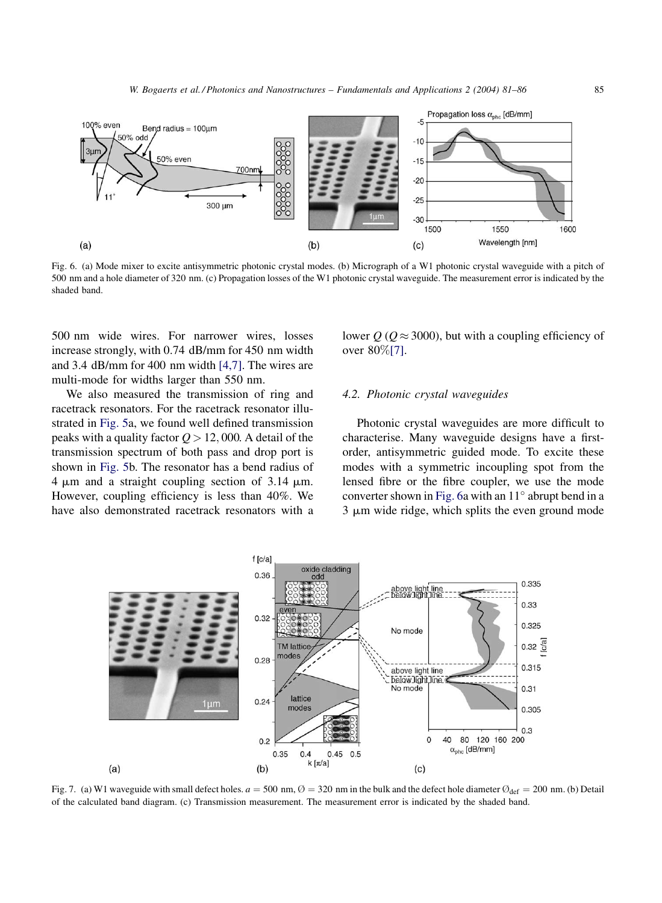Fig. 6. (a) Mode mixer to excite antisymmetric photonic crystal modes. (b) Micrograph of a W1 photonic crystal waveguide with a pitch of 500 nm and a hole diameter of 320 nm. (c) Propagation losses of the W1 photonic crystal waveguide. The measurement error is indicated by the shaded band.

500 nm wide wires. For narrower wires, losses increase strongly, with 0.74 dB/mm for 450 nm width and 3.4 dB/mm for 400 nm width [4,7]. The wires are multi-mode for widths larger than 550 nm.

We also measured the transmission of ring and racetrack resonators. For the racetrack resonator illustrated in Fig. 5a, we found well defined transmission peaks with a quality factor $Q > 12,000$. A detail of the transmission spectrum of both pass and drop port is shown in Fig. 5b. The resonator has a bend radius of 4 μm and a straight coupling section of 3.14 μm. However, coupling efficiency is less than 40%. We have also demonstrated racetrack resonators with a lower $Q$ ($Q \approx 3000$), but with a coupling efficiency of over 80%[7].

### 4.2. Photonic crystal waveguides

Photonic crystal waveguides are more difficult to characterise. Many waveguide designs have a first-order, antisymmetric guided mode. To excite these modes with a symmetric incoupling spot from the lensed fibre or the fibre coupler, we use the mode converter shown in Fig. 6a with an 11° abrupt bend in a 3 μm wide ridge, which splits the even ground mode

Fig. 7. (a) W1 waveguide with small defect holes. $a = 500$ nm, $\varnothing = 320$ nm in the bulk and the defect hole diameter $\varnothing_{\mathrm{def}} = 200$ nm. (b) Detail of the calculated band diagram. (c) Transmission measurement. The measurement error is indicated by the shaded band.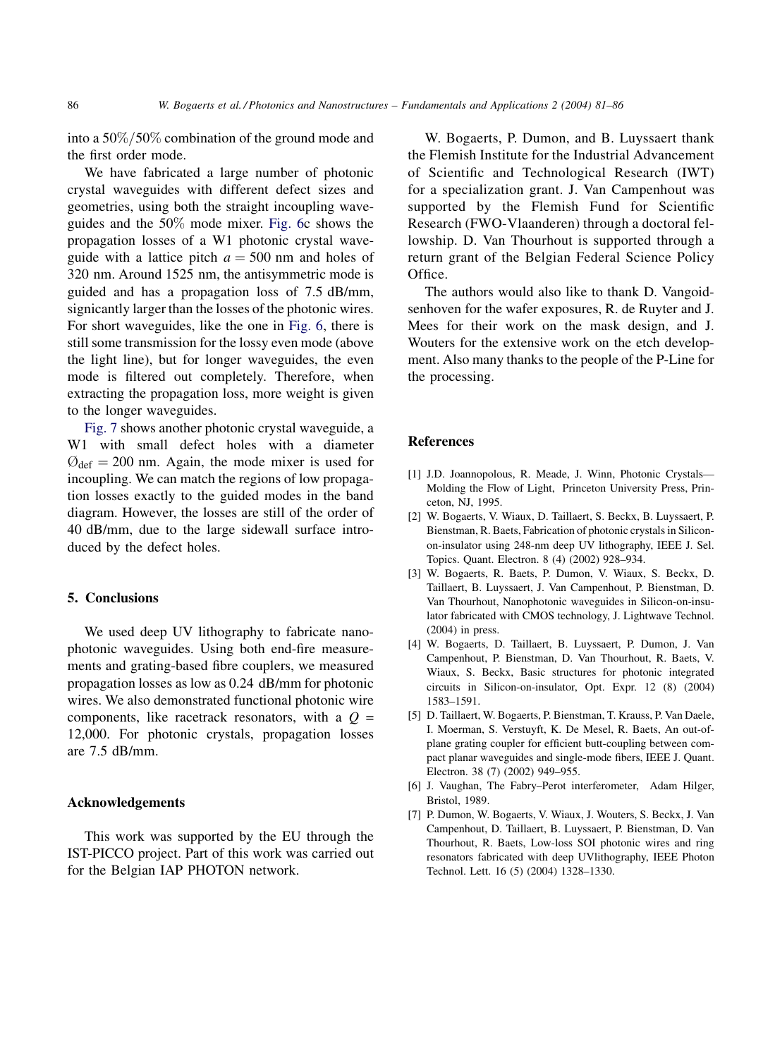into a 50%/50% combination of the ground mode and the first order mode.

We have fabricated a large number of photonic crystal waveguides with different defect sizes and geometries, using both the straight incoupling waveguides and the 50% mode mixer. Fig. 6c shows the propagation losses of a W1 photonic crystal waveguide with a lattice pitch $a = 500$ nm and holes of 320 nm. Around 1525 nm, the antisymmetric mode is guided and has a propagation loss of 7.5 dB/mm, signicantly larger than the losses of the photonic wires. For short waveguides, like the one in Fig. 6, there is still some transmission for the lossy even mode (above the light line), but for longer waveguides, the even mode is filtered out completely. Therefore, when extracting the propagation loss, more weight is given to the longer waveguides.

Fig. 7 shows another photonic crystal waveguide, a W1 with small defect holes with a diameter $\varnothing_{\mathrm{def}} = 200$ nm. Again, the mode mixer is used for incoupling. We can match the regions of low propagation losses exactly to the guided modes in the band diagram. However, the losses are still of the order of 40 dB/mm, due to the large sidewall surface introduced by the defect holes.

## 5. Conclusions

We used deep UV lithography to fabricate nanophotonic waveguides. Using both end-fire measurements and grating-based fibre couplers, we measured propagation losses as low as 0.24 dB/mm for photonic wires. We also demonstrated functional photonic wire components, like racetrack resonators, with a $Q$ = 12,000. For photonic crystals, propagation losses are 7.5 dB/mm.

## Acknowledgements

This work was supported by the EU through the IST-PICCO project. Part of this work was carried out for the Belgian IAP PHOTON network.

W. Bogaerts, P. Dumon, and B. Luyssaert thank the Flemish Institute for the Industrial Advancement of Scientific and Technological Research (IWT) for a specialization grant. J. Van Campenhout was supported by the Flemish Fund for Scientific Research (FWO-Vlaanderen) through a doctoral fellowship. D. Van Thourhout is supported through a return grant of the Belgian Federal Science Policy Office.

The authors would also like to thank D. Vangoidsenhoven for the wafer exposures, R. de Ruyter and J. Mees for their work on the mask design, and J. Wouters for the extensive work on the etch development. Also many thanks to the people of the P-Line for the processing.

## References

[1] J.D. Joannopolous, R. Meade, J. Winn, Photonic Crystals—Molding the Flow of Light, Princeton University Press, Princeton, NJ, 1995.

[2] W. Bogaerts, V. Wiaux, D. Taillaert, S. Beckx, B. Luyssaert, P. Bienstman, R. Baets, Fabrication of photonic crystals in Silicon-on-insulator using 248-nm deep UV lithography, IEEE J. Sel. Topics. Quant. Electron. 8 (4) (2002) 928–934.

[3] W. Bogaerts, R. Baets, P. Dumon, V. Wiaux, S. Beckx, D. Taillaert, B. Luyssaert, J. Van Campenhout, P. Bienstman, D. Van Thourhout, Nanophotonic waveguides in Silicon-on-insulator fabricated with CMOS technology, J. Lightwave Technol. (2004) in press.

[4] W. Bogaerts, D. Taillaert, B. Luyssaert, P. Dumon, J. Van Campenhout, P. Bienstman, D. Van Thourhout, R. Baets, V. Wiaux, S. Beckx, Basic structures for photonic integrated circuits in Silicon-on-insulator, Opt. Expr. 12 (8) (2004) 1583–1591.

[5] D. Taillaert, W. Bogaerts, P. Bienstman, T. Krauss, P. Van Daele, I. Moerman, S. Verstuyft, K. De Mesel, R. Baets, An out-of-plane grating coupler for efficient butt-coupling between compact planar waveguides and single-mode fibers, IEEE J. Quant. Electron. 38 (7) (2002) 949–955.

[6] J. Vaughan, The Fabry–Perot interferometer, Adam Hilger, Bristol, 1989.

[7] P. Dumon, W. Bogaerts, V. Wiaux, J. Wouters, S. Beckx, J. Van Campenhout, D. Taillaert, B. Luyssaert, P. Bienstman, D. Van Thourhout, R. Baets, Low-loss SOI photonic wires and ring resonators fabricated with deep UVlithography, IEEE Photon Technol. Lett. 16 (5) (2004) 1328–1330.